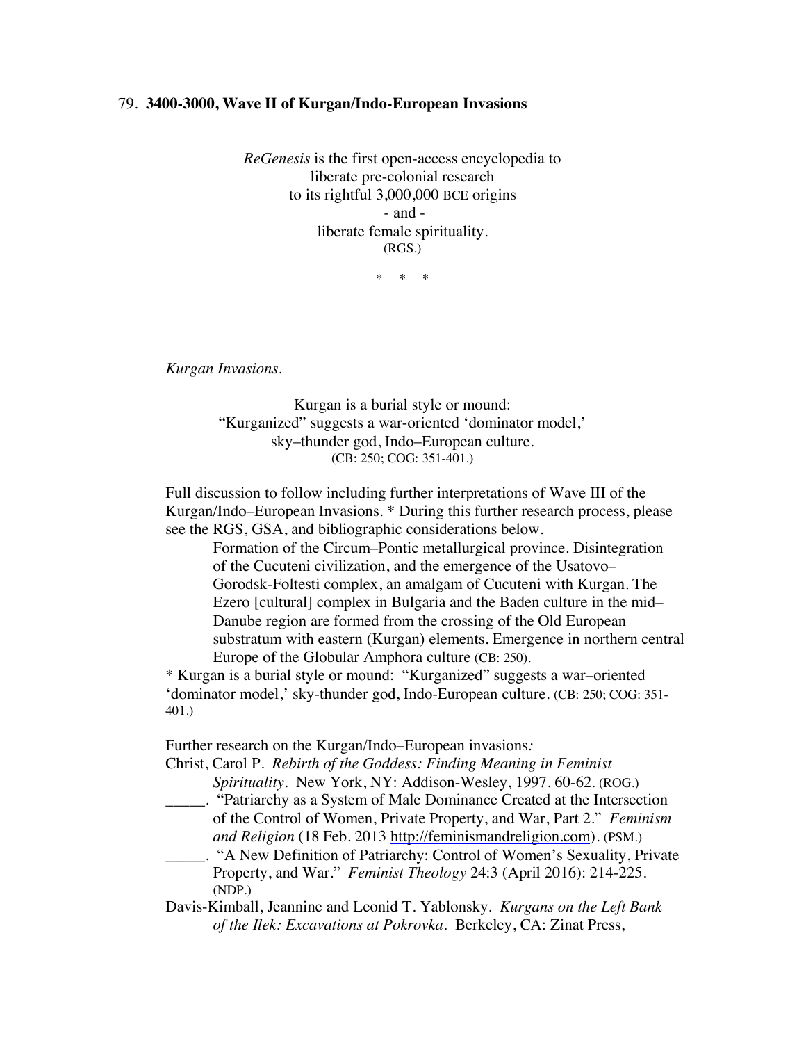79. **3400-3000, Wave II of Kurgan/Indo-European Invasions**

*ReGenesis* is the first open-access encyclopedia to
liberate pre-colonial research
to its rightful 3,000,000 BCE origins
- and -
liberate female spirituality.
(RGS.)

\* \* \*

*Kurgan Invasions.*

Kurgan is a burial style or mound:
"Kurganized" suggests a war-oriented 'dominator model,'
sky–thunder god, Indo–European culture.
(CB: 250; COG: 351-401.)

Full discussion to follow including further interpretations of Wave III of the Kurgan/Indo–European Invasions. * During this further research process, please see the RGS, GSA, and bibliographic considerations below.

> Formation of the Circum–Pontic metallurgical province. Disintegration of the Cucuteni civilization, and the emergence of the Usatovo–Gorodsk-Foltesti complex, an amalgam of Cucuteni with Kurgan. The Ezero [cultural] complex in Bulgaria and the Baden culture in the mid–Danube region are formed from the crossing of the Old European substratum with eastern (Kurgan) elements. Emergence in northern central Europe of the Globular Amphora culture (CB: 250).

\* Kurgan is a burial style or mound: "Kurganized" suggests a war–oriented 'dominator model,' sky-thunder god, Indo-European culture. (CB: 250; COG: 351-401.)

Further research on the Kurgan/Indo–European invasions*:*

Christ, Carol P. *Rebirth of the Goddess: Finding Meaning in Feminist Spirituality*. New York, NY: Addison-Wesley, 1997. 60-62. (ROG.)

_____. "Patriarchy as a System of Male Dominance Created at the Intersection of the Control of Women, Private Property, and War, Part 2." *Feminism and Religion* (18 Feb. 2013 http://feminismandreligion.com). (PSM.)

_____. "A New Definition of Patriarchy: Control of Women's Sexuality, Private Property, and War." *Feminist Theology* 24:3 (April 2016): 214-225. (NDP.)

Davis-Kimball, Jeannine and Leonid T. Yablonsky. *Kurgans on the Left Bank of the Ilek: Excavations at Pokrovka*. Berkeley, CA: Zinat Press,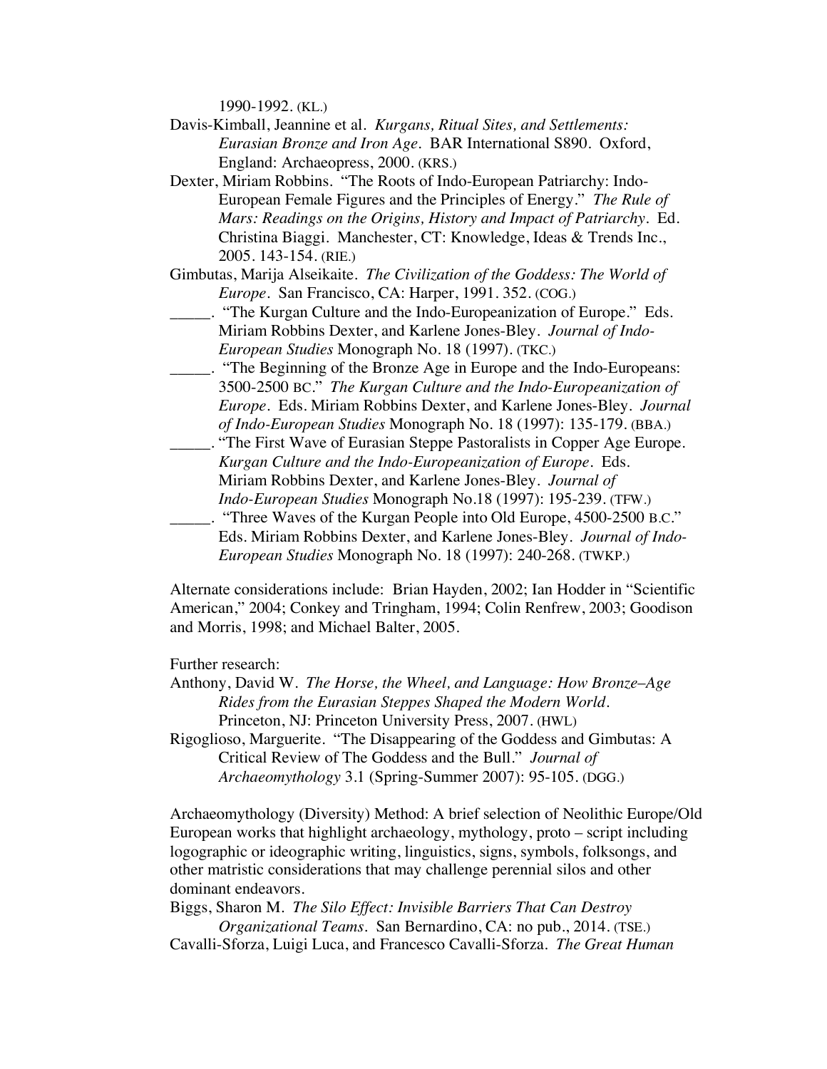1990-1992. (KL.)

Davis-Kimball, Jeannine et al. *Kurgans, Ritual Sites, and Settlements: Eurasian Bronze and Iron Age*. BAR International S890. Oxford, England: Archaeopress, 2000. (KRS.)

Dexter, Miriam Robbins. "The Roots of Indo-European Patriarchy: Indo-European Female Figures and the Principles of Energy." *The Rule of Mars: Readings on the Origins, History and Impact of Patriarchy*. Ed. Christina Biaggi. Manchester, CT: Knowledge, Ideas & Trends Inc., 2005. 143-154. (RIE.)

Gimbutas, Marija Alseikaite. *The Civilization of the Goddess: The World of Europe*. San Francisco, CA: Harper, 1991. 352. (COG.)

_____. "The Kurgan Culture and the Indo-Europeanization of Europe." Eds. Miriam Robbins Dexter, and Karlene Jones-Bley. *Journal of Indo-European Studies* Monograph No. 18 (1997). (TKC.)

_____. "The Beginning of the Bronze Age in Europe and the Indo-Europeans: 3500-2500 BC." *The Kurgan Culture and the Indo-Europeanization of Europe*. Eds. Miriam Robbins Dexter, and Karlene Jones-Bley. *Journal of Indo-European Studies* Monograph No. 18 (1997): 135-179. (BBA.)

_____. "The First Wave of Eurasian Steppe Pastoralists in Copper Age Europe. *Kurgan Culture and the Indo-Europeanization of Europe*. Eds. Miriam Robbins Dexter, and Karlene Jones-Bley. *Journal of Indo-European Studies* Monograph No.18 (1997): 195-239. (TFW.)

_____. "Three Waves of the Kurgan People into Old Europe, 4500-2500 B.C." Eds. Miriam Robbins Dexter, and Karlene Jones-Bley. *Journal of Indo-European Studies* Monograph No. 18 (1997): 240-268. (TWKP.)

Alternate considerations include: Brian Hayden, 2002; Ian Hodder in "Scientific American," 2004; Conkey and Tringham, 1994; Colin Renfrew, 2003; Goodison and Morris, 1998; and Michael Balter, 2005.

Further research:

Anthony, David W. *The Horse, the Wheel, and Language: How Bronze–Age Rides from the Eurasian Steppes Shaped the Modern World*. Princeton, NJ: Princeton University Press, 2007. (HWL)

Rigoglioso, Marguerite. "The Disappearing of the Goddess and Gimbutas: A Critical Review of The Goddess and the Bull." *Journal of Archaeomythology* 3.1 (Spring-Summer 2007): 95-105. (DGG.)

Archaeomythology (Diversity) Method: A brief selection of Neolithic Europe/Old European works that highlight archaeology, mythology, proto – script including logographic or ideographic writing, linguistics, signs, symbols, folksongs, and other matristic considerations that may challenge perennial silos and other dominant endeavors.

Biggs, Sharon M. *The Silo Effect: Invisible Barriers That Can Destroy Organizational Teams*. San Bernardino, CA: no pub., 2014. (TSE.)

Cavalli-Sforza, Luigi Luca, and Francesco Cavalli-Sforza. *The Great Human*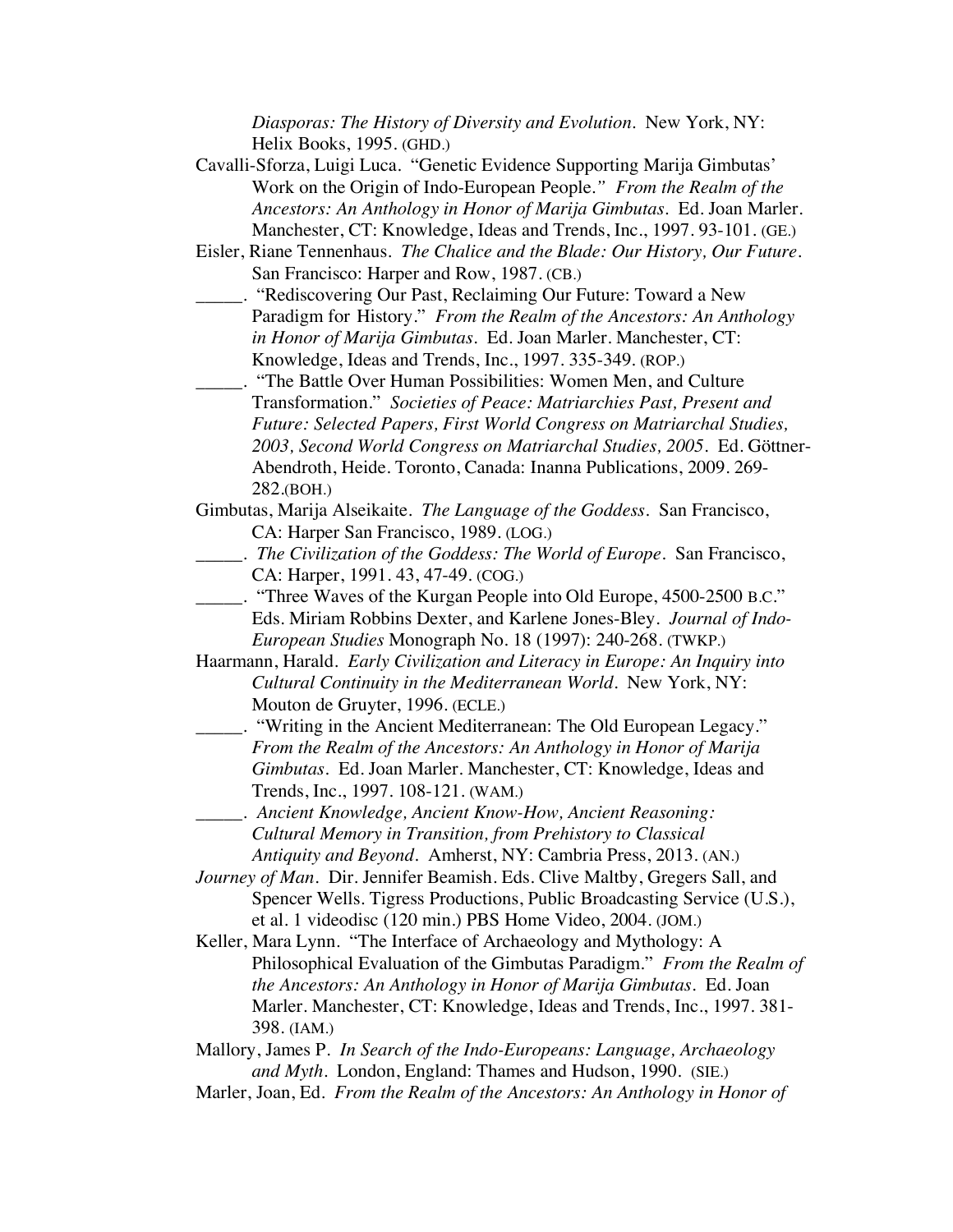*Diasporas: The History of Diversity and Evolution*. New York, NY: Helix Books, 1995. (GHD.)

Cavalli-Sforza, Luigi Luca. "Genetic Evidence Supporting Marija Gimbutas' Work on the Origin of Indo-European People." *From the Realm of the Ancestors: An Anthology in Honor of Marija Gimbutas*. Ed. Joan Marler. Manchester, CT: Knowledge, Ideas and Trends, Inc., 1997. 93-101. (GE.)

Eisler, Riane Tennenhaus. *The Chalice and the Blade: Our History, Our Future*. San Francisco: Harper and Row, 1987. (CB.)

_____. "Rediscovering Our Past, Reclaiming Our Future: Toward a New Paradigm for History." *From the Realm of the Ancestors: An Anthology in Honor of Marija Gimbutas*. Ed. Joan Marler. Manchester, CT: Knowledge, Ideas and Trends, Inc., 1997. 335-349. (ROP.)

_____. "The Battle Over Human Possibilities: Women Men, and Culture Transformation." *Societies of Peace: Matriarchies Past, Present and Future: Selected Papers, First World Congress on Matriarchal Studies, 2003, Second World Congress on Matriarchal Studies, 2005*. Ed. Göttner-Abendroth, Heide. Toronto, Canada: Inanna Publications, 2009. 269-282.(BOH.)

Gimbutas, Marija Alseikaite. *The Language of the Goddess*. San Francisco, CA: Harper San Francisco, 1989. (LOG.)

_____. *The Civilization of the Goddess: The World of Europe*. San Francisco, CA: Harper, 1991. 43, 47-49. (COG.)

_____. "Three Waves of the Kurgan People into Old Europe, 4500-2500 B.C." Eds. Miriam Robbins Dexter, and Karlene Jones-Bley. *Journal of Indo-European Studies* Monograph No. 18 (1997): 240-268. (TWKP.)

Haarmann, Harald. *Early Civilization and Literacy in Europe: An Inquiry into Cultural Continuity in the Mediterranean World*. New York, NY: Mouton de Gruyter, 1996. (ECLE.)

_____. "Writing in the Ancient Mediterranean: The Old European Legacy." *From the Realm of the Ancestors: An Anthology in Honor of Marija Gimbutas*. Ed. Joan Marler. Manchester, CT: Knowledge, Ideas and Trends, Inc., 1997. 108-121. (WAM.)

_____. *Ancient Knowledge, Ancient Know-How, Ancient Reasoning: Cultural Memory in Transition, from Prehistory to Classical Antiquity and Beyond*. Amherst, NY: Cambria Press, 2013. (AN.)

*Journey of Man*. Dir. Jennifer Beamish. Eds. Clive Maltby, Gregers Sall, and Spencer Wells. Tigress Productions, Public Broadcasting Service (U.S.), et al. 1 videodisc (120 min.) PBS Home Video, 2004. (JOM.)

Keller, Mara Lynn. "The Interface of Archaeology and Mythology: A Philosophical Evaluation of the Gimbutas Paradigm." *From the Realm of the Ancestors: An Anthology in Honor of Marija Gimbutas*. Ed. Joan Marler. Manchester, CT: Knowledge, Ideas and Trends, Inc., 1997. 381-398. (IAM.)

Mallory, James P. *In Search of the Indo-Europeans: Language, Archaeology and Myth*. London, England: Thames and Hudson, 1990. (SIE.)

Marler, Joan, Ed. *From the Realm of the Ancestors: An Anthology in Honor of*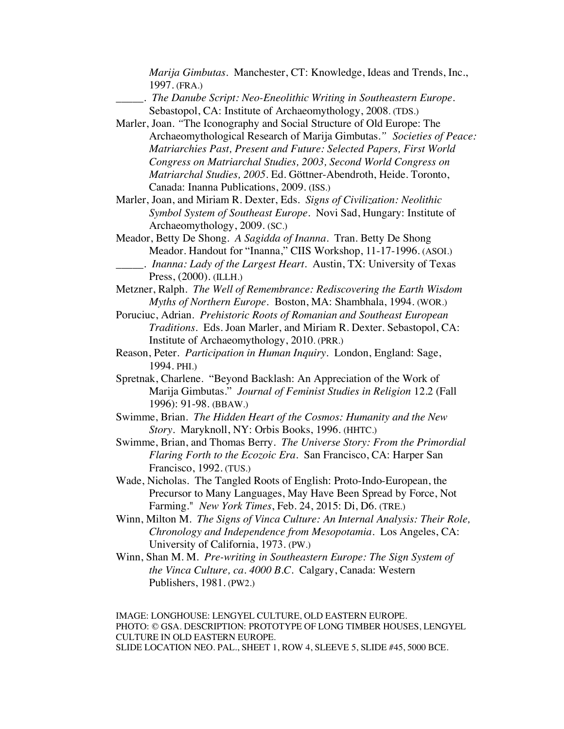*Marija Gimbutas*. Manchester, CT: Knowledge, Ideas and Trends, Inc., 1997. (FRA.)

_____. *The Danube Script: Neo-Eneolithic Writing in Southeastern Europe*. Sebastopol, CA: Institute of Archaeomythology, 2008. (TDS.)

Marler, Joan. "The Iconography and Social Structure of Old Europe: The Archaeomythological Research of Marija Gimbutas." *Societies of Peace: Matriarchies Past, Present and Future: Selected Papers, First World Congress on Matriarchal Studies, 2003, Second World Congress on Matriarchal Studies, 2005*. Ed. Göttner-Abendroth, Heide. Toronto, Canada: Inanna Publications, 2009. (ISS.)

Marler, Joan, and Miriam R. Dexter, Eds. *Signs of Civilization: Neolithic Symbol System of Southeast Europe*. Novi Sad, Hungary: Institute of Archaeomythology, 2009. (SC.)

Meador, Betty De Shong. *A Sagidda of Inanna*. Tran. Betty De Shong Meador. Handout for "Inanna," CIIS Workshop, 11-17-1996. (ASOI.)

_____. *Inanna: Lady of the Largest Heart*. Austin, TX: University of Texas Press, (2000). (ILLH.)

Metzner, Ralph. *The Well of Remembrance: Rediscovering the Earth Wisdom Myths of Northern Europe*. Boston, MA: Shambhala, 1994. (WOR.)

Poruciuc, Adrian. *Prehistoric Roots of Romanian and Southeast European Traditions*. Eds. Joan Marler, and Miriam R. Dexter. Sebastopol, CA: Institute of Archaeomythology, 2010. (PRR.)

Reason, Peter. *Participation in Human Inquiry*. London, England: Sage, 1994. PHI.)

Spretnak, Charlene. "Beyond Backlash: An Appreciation of the Work of Marija Gimbutas." *Journal of Feminist Studies in Religion* 12.2 (Fall 1996): 91-98. (BBAW.)

Swimme, Brian. *The Hidden Heart of the Cosmos: Humanity and the New Story*. Maryknoll, NY: Orbis Books, 1996. (HHTC.)

Swimme, Brian, and Thomas Berry. *The Universe Story: From the Primordial Flaring Forth to the Ecozoic Era*. San Francisco, CA: Harper San Francisco, 1992. (TUS.)

Wade, Nicholas. The Tangled Roots of English: Proto-Indo-European, the Precursor to Many Languages, May Have Been Spread by Force, Not Farming." *New York Times*, Feb. 24, 2015: Di, D6. (TRE.)

Winn, Milton M. *The Signs of Vinca Culture: An Internal Analysis: Their Role, Chronology and Independence from Mesopotamia*. Los Angeles, CA: University of California, 1973. (PW.)

Winn, Shan M. M. *Pre-writing in Southeastern Europe: The Sign System of the Vinca Culture, ca. 4000 B.C*. Calgary, Canada: Western Publishers, 1981. (PW2.)

IMAGE: LONGHOUSE: LENGYEL CULTURE, OLD EASTERN EUROPE.
PHOTO: © GSA. DESCRIPTION: PROTOTYPE OF LONG TIMBER HOUSES, LENGYEL CULTURE IN OLD EASTERN EUROPE.
SLIDE LOCATION NEO. PAL., SHEET 1, ROW 4, SLEEVE 5, SLIDE #45, 5000 BCE.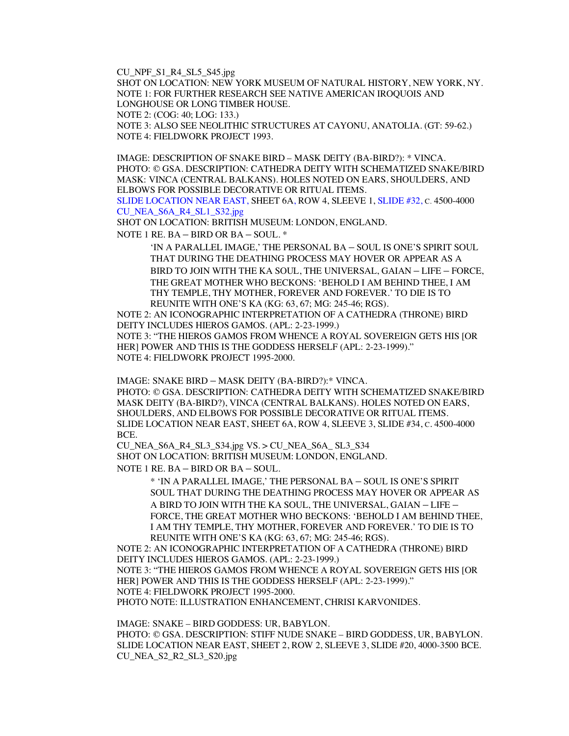CU_NPF_S1_R4_SL5_S45.jpg
SHOT ON LOCATION: NEW YORK MUSEUM OF NATURAL HISTORY, NEW YORK, NY.
NOTE 1: FOR FURTHER RESEARCH SEE NATIVE AMERICAN IROQUOIS AND LONGHOUSE OR LONG TIMBER HOUSE.
NOTE 2: (COG: 40; LOG: 133.)
NOTE 3: ALSO SEE NEOLITHIC STRUCTURES AT CAYONU, ANATOLIA. (GT: 59-62.)
NOTE 4: FIELDWORK PROJECT 1993.

IMAGE: DESCRIPTION OF SNAKE BIRD – MASK DEITY (BA-BIRD?): * VINCA.
PHOTO: © GSA. DESCRIPTION: CATHEDRA DEITY WITH SCHEMATIZED SNAKE/BIRD MASK: VINCA (CENTRAL BALKANS). HOLES NOTED ON EARS, SHOULDERS, AND ELBOWS FOR POSSIBLE DECORATIVE OR RITUAL ITEMS.
SLIDE LOCATION NEAR EAST, SHEET 6A, ROW 4, SLEEVE 1, SLIDE #32, C. 4500-4000
CU_NEA_S6A_R4_SL1_S32.jpg
SHOT ON LOCATION: BRITISH MUSEUM: LONDON, ENGLAND.
NOTE 1 RE. BA – BIRD OR BA – SOUL. *

> 'IN A PARALLEL IMAGE,' THE PERSONAL BA – SOUL IS ONE'S SPIRIT SOUL THAT DURING THE DEATHING PROCESS MAY HOVER OR APPEAR AS A BIRD TO JOIN WITH THE KA SOUL, THE UNIVERSAL, GAIAN – LIFE – FORCE, THE GREAT MOTHER WHO BECKONS: 'BEHOLD I AM BEHIND THEE, I AM THY TEMPLE, THY MOTHER, FOREVER AND FOREVER.' TO DIE IS TO REUNITE WITH ONE'S KA (KG: 63, 67; MG: 245-46; RGS).

NOTE 2: AN ICONOGRAPHIC INTERPRETATION OF A CATHEDRA (THRONE) BIRD DEITY INCLUDES HIEROS GAMOS. (APL: 2-23-1999.)
NOTE 3: "THE HIEROS GAMOS FROM WHENCE A ROYAL SOVEREIGN GETS HIS [OR HER] POWER AND THIS IS THE GODDESS HERSELF (APL: 2-23-1999)."
NOTE 4: FIELDWORK PROJECT 1995-2000.

IMAGE: SNAKE BIRD – MASK DEITY (BA-BIRD?):* VINCA.
PHOTO: © GSA. DESCRIPTION: CATHEDRA DEITY WITH SCHEMATIZED SNAKE/BIRD MASK DEITY (BA-BIRD?), VINCA (CENTRAL BALKANS). HOLES NOTED ON EARS, SHOULDERS, AND ELBOWS FOR POSSIBLE DECORATIVE OR RITUAL ITEMS.
SLIDE LOCATION NEAR EAST, SHEET 6A, ROW 4, SLEEVE 3, SLIDE #34, C. 4500-4000 BCE.
CU_NEA_S6A_R4_SL3_S34.jpg VS. > CU_NEA_S6A_ SL3_S34
SHOT ON LOCATION: BRITISH MUSEUM: LONDON, ENGLAND.
NOTE 1 RE. BA – BIRD OR BA – SOUL.

> * 'IN A PARALLEL IMAGE,' THE PERSONAL BA – SOUL IS ONE'S SPIRIT SOUL THAT DURING THE DEATHING PROCESS MAY HOVER OR APPEAR AS A BIRD TO JOIN WITH THE KA SOUL, THE UNIVERSAL, GAIAN – LIFE – FORCE, THE GREAT MOTHER WHO BECKONS: 'BEHOLD I AM BEHIND THEE, I AM THY TEMPLE, THY MOTHER, FOREVER AND FOREVER.' TO DIE IS TO REUNITE WITH ONE'S KA (KG: 63, 67; MG: 245-46; RGS).

NOTE 2: AN ICONOGRAPHIC INTERPRETATION OF A CATHEDRA (THRONE) BIRD DEITY INCLUDES HIEROS GAMOS. (APL: 2-23-1999.)
NOTE 3: "THE HIEROS GAMOS FROM WHENCE A ROYAL SOVEREIGN GETS HIS [OR HER] POWER AND THIS IS THE GODDESS HERSELF (APL: 2-23-1999)."
NOTE 4: FIELDWORK PROJECT 1995-2000.
PHOTO NOTE: ILLUSTRATION ENHANCEMENT, CHRISI KARVONIDES.

IMAGE: SNAKE – BIRD GODDESS: UR, BABYLON.
PHOTO: © GSA. DESCRIPTION: STIFF NUDE SNAKE – BIRD GODDESS, UR, BABYLON.
SLIDE LOCATION NEAR EAST, SHEET 2, ROW 2, SLEEVE 3, SLIDE #20, 4000-3500 BCE.
CU_NEA_S2_R2_SL3_S20.jpg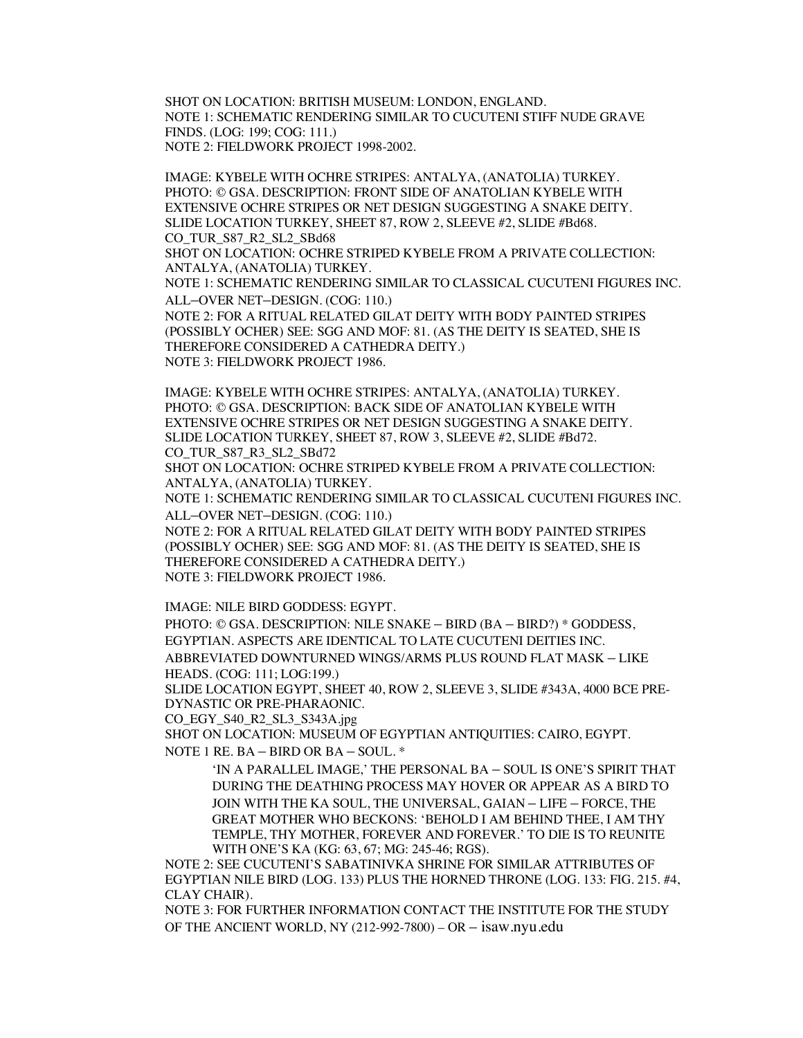SHOT ON LOCATION: BRITISH MUSEUM: LONDON, ENGLAND.
NOTE 1: SCHEMATIC RENDERING SIMILAR TO CUCUTENI STIFF NUDE GRAVE FINDS. (LOG: 199; COG: 111.)
NOTE 2: FIELDWORK PROJECT 1998-2002.

IMAGE: KYBELE WITH OCHRE STRIPES: ANTALYA, (ANATOLIA) TURKEY.
PHOTO: © GSA. DESCRIPTION: FRONT SIDE OF ANATOLIAN KYBELE WITH EXTENSIVE OCHRE STRIPES OR NET DESIGN SUGGESTING A SNAKE DEITY.
SLIDE LOCATION TURKEY, SHEET 87, ROW 2, SLEEVE #2, SLIDE #Bd68.
CO_TUR_S87_R2_SL2_SBd68
SHOT ON LOCATION: OCHRE STRIPED KYBELE FROM A PRIVATE COLLECTION: ANTALYA, (ANATOLIA) TURKEY.
NOTE 1: SCHEMATIC RENDERING SIMILAR TO CLASSICAL CUCUTENI FIGURES INC. ALL–OVER NET–DESIGN. (COG: 110.)
NOTE 2: FOR A RITUAL RELATED GILAT DEITY WITH BODY PAINTED STRIPES (POSSIBLY OCHER) SEE: SGG AND MOF: 81. (AS THE DEITY IS SEATED, SHE IS THEREFORE CONSIDERED A CATHEDRA DEITY.)
NOTE 3: FIELDWORK PROJECT 1986.

IMAGE: KYBELE WITH OCHRE STRIPES: ANTALYA, (ANATOLIA) TURKEY.
PHOTO: © GSA. DESCRIPTION: BACK SIDE OF ANATOLIAN KYBELE WITH EXTENSIVE OCHRE STRIPES OR NET DESIGN SUGGESTING A SNAKE DEITY.
SLIDE LOCATION TURKEY, SHEET 87, ROW 3, SLEEVE #2, SLIDE #Bd72.
CO_TUR_S87_R3_SL2_SBd72
SHOT ON LOCATION: OCHRE STRIPED KYBELE FROM A PRIVATE COLLECTION: ANTALYA, (ANATOLIA) TURKEY.
NOTE 1: SCHEMATIC RENDERING SIMILAR TO CLASSICAL CUCUTENI FIGURES INC. ALL–OVER NET–DESIGN. (COG: 110.)
NOTE 2: FOR A RITUAL RELATED GILAT DEITY WITH BODY PAINTED STRIPES (POSSIBLY OCHER) SEE: SGG AND MOF: 81. (AS THE DEITY IS SEATED, SHE IS THEREFORE CONSIDERED A CATHEDRA DEITY.)
NOTE 3: FIELDWORK PROJECT 1986.

IMAGE: NILE BIRD GODDESS: EGYPT.
PHOTO: © GSA. DESCRIPTION: NILE SNAKE – BIRD (BA – BIRD?) * GODDESS, EGYPTIAN. ASPECTS ARE IDENTICAL TO LATE CUCUTENI DEITIES INC. ABBREVIATED DOWNTURNED WINGS/ARMS PLUS ROUND FLAT MASK – LIKE HEADS. (COG: 111; LOG:199.)
SLIDE LOCATION EGYPT, SHEET 40, ROW 2, SLEEVE 3, SLIDE #343A, 4000 BCE PRE-DYNASTIC OR PRE-PHARAONIC.
CO_EGY_S40_R2_SL3_S343A.jpg
SHOT ON LOCATION: MUSEUM OF EGYPTIAN ANTIQUITIES: CAIRO, EGYPT.
NOTE 1 RE. BA – BIRD OR BA – SOUL. *

> 'IN A PARALLEL IMAGE,' THE PERSONAL BA – SOUL IS ONE'S SPIRIT THAT DURING THE DEATHING PROCESS MAY HOVER OR APPEAR AS A BIRD TO JOIN WITH THE KA SOUL, THE UNIVERSAL, GAIAN – LIFE – FORCE, THE GREAT MOTHER WHO BECKONS: 'BEHOLD I AM BEHIND THEE, I AM THY TEMPLE, THY MOTHER, FOREVER AND FOREVER.' TO DIE IS TO REUNITE WITH ONE'S KA (KG: 63, 67; MG: 245-46; RGS).

NOTE 2: SEE CUCUTENI'S SABATINIVKA SHRINE FOR SIMILAR ATTRIBUTES OF EGYPTIAN NILE BIRD (LOG. 133) PLUS THE HORNED THRONE (LOG. 133: FIG. 215. #4, CLAY CHAIR).
NOTE 3: FOR FURTHER INFORMATION CONTACT THE INSTITUTE FOR THE STUDY OF THE ANCIENT WORLD, NY (212-992-7800) – OR – isaw.nyu.edu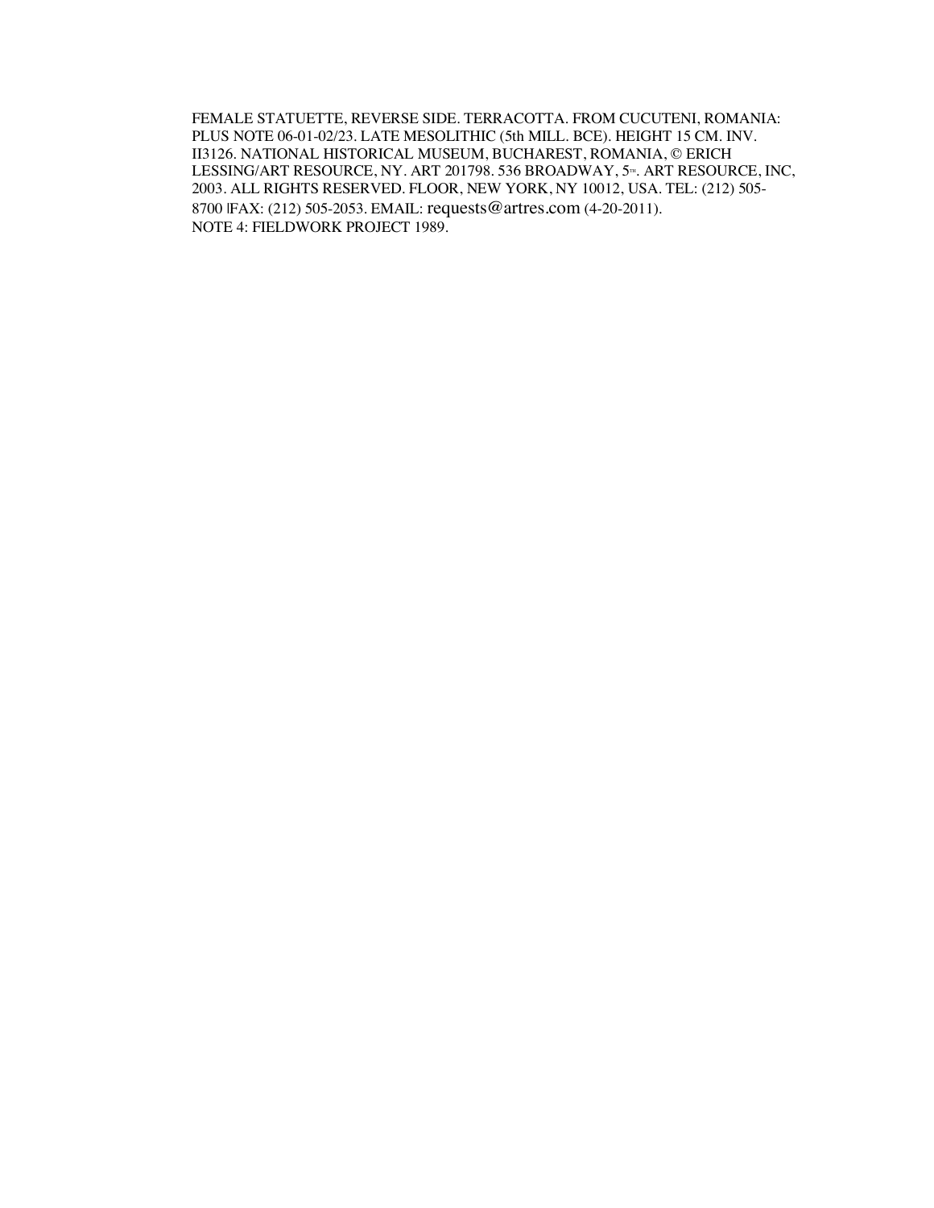FEMALE STATUETTE, REVERSE SIDE. TERRACOTTA. FROM CUCUTENI, ROMANIA: PLUS NOTE 06-01-02/23. LATE MESOLITHIC (5th MILL. BCE). HEIGHT 15 CM. INV. II3126. NATIONAL HISTORICAL MUSEUM, BUCHAREST, ROMANIA, © ERICH LESSING/ART RESOURCE, NY. ART 201798. 536 BROADWAY, 5TH. ART RESOURCE, INC, 2003. ALL RIGHTS RESERVED. FLOOR, NEW YORK, NY 10012, USA. TEL: (212) 505-8700 |FAX: (212) 505-2053. EMAIL: requests@artres.com (4-20-2011).
NOTE 4: FIELDWORK PROJECT 1989.